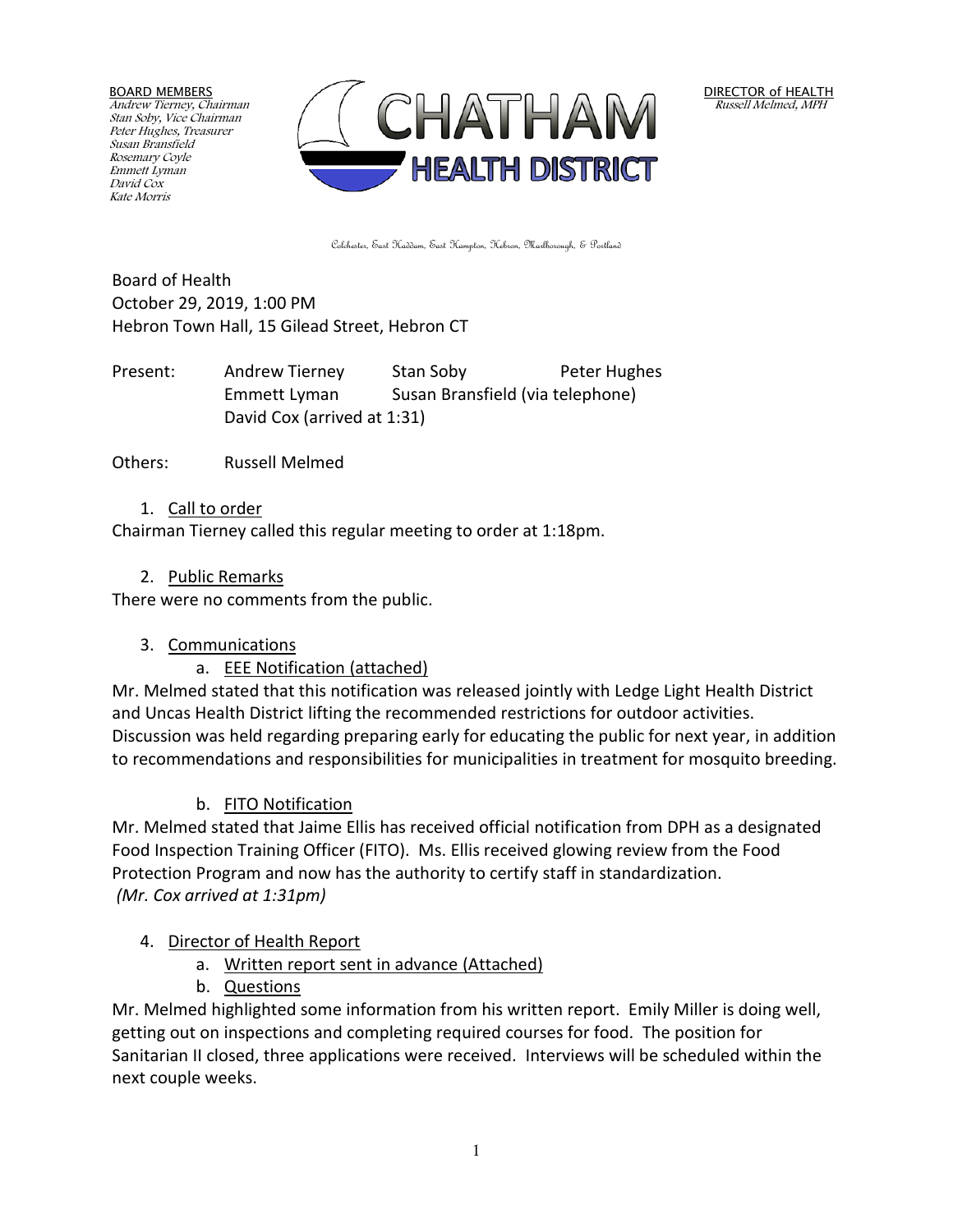BOARD MEMBERS
*Andrew Tierney, Chairman*
*Stan Soby, Vice Chairman*
*Peter Hughes, Treasurer*
*Susan Bransfield*
*Rosemary Coyle*
*Emmett Lyman*
*David Cox*
*Kate Morris*

# CHATHAM HEALTH DISTRICT

DIRECTOR of HEALTH
*Russell Melmed, MPH*

Colchester, East Haddam, East Hampton, Hebron, Marlborough, & Portland

Board of Health
October 29, 2019, 1:00 PM
Hebron Town Hall, 15 Gilead Street, Hebron CT

Present: Andrew Tierney, Stan Soby, Peter Hughes, Emmett Lyman, Susan Bransfield (via telephone), David Cox (arrived at 1:31)

Others: Russell Melmed

1. Call to order

Chairman Tierney called this regular meeting to order at 1:18pm.

2. Public Remarks

There were no comments from the public.

3. Communications
   a. EEE Notification (attached)

Mr. Melmed stated that this notification was released jointly with Ledge Light Health District and Uncas Health District lifting the recommended restrictions for outdoor activities. Discussion was held regarding preparing early for educating the public for next year, in addition to recommendations and responsibilities for municipalities in treatment for mosquito breeding.

   b. FITO Notification

Mr. Melmed stated that Jaime Ellis has received official notification from DPH as a designated Food Inspection Training Officer (FITO). Ms. Ellis received glowing review from the Food Protection Program and now has the authority to certify staff in standardization.
*(Mr. Cox arrived at 1:31pm)*

4. Director of Health Report
   a. Written report sent in advance (Attached)
   b. Questions

Mr. Melmed highlighted some information from his written report. Emily Miller is doing well, getting out on inspections and completing required courses for food. The position for Sanitarian II closed, three applications were received. Interviews will be scheduled within the next couple weeks.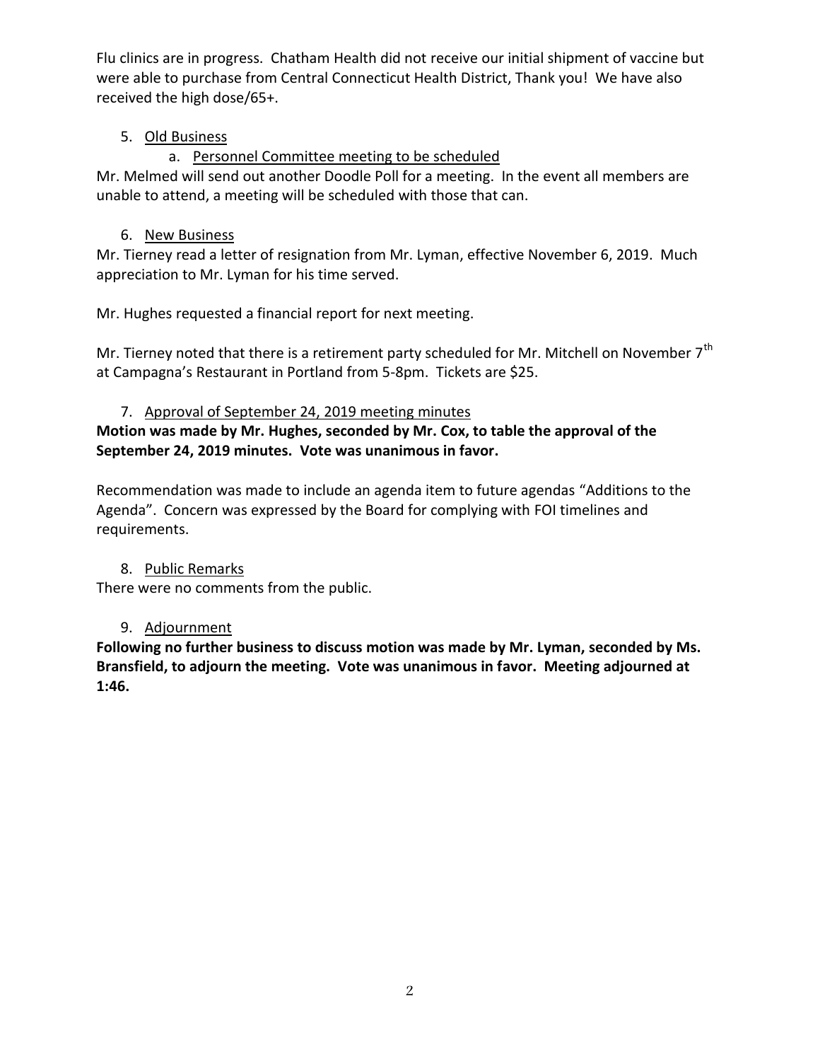Flu clinics are in progress. Chatham Health did not receive our initial shipment of vaccine but were able to purchase from Central Connecticut Health District, Thank you! We have also received the high dose/65+.

5. Old Business
   a. Personnel Committee meeting to be scheduled

Mr. Melmed will send out another Doodle Poll for a meeting. In the event all members are unable to attend, a meeting will be scheduled with those that can.

6. New Business

Mr. Tierney read a letter of resignation from Mr. Lyman, effective November 6, 2019. Much appreciation to Mr. Lyman for his time served.

Mr. Hughes requested a financial report for next meeting.

Mr. Tierney noted that there is a retirement party scheduled for Mr. Mitchell on November 7th at Campagna's Restaurant in Portland from 5-8pm. Tickets are $25.

7. Approval of September 24, 2019 meeting minutes

**Motion was made by Mr. Hughes, seconded by Mr. Cox, to table the approval of the September 24, 2019 minutes. Vote was unanimous in favor.**

Recommendation was made to include an agenda item to future agendas "Additions to the Agenda". Concern was expressed by the Board for complying with FOI timelines and requirements.

8. Public Remarks

There were no comments from the public.

9. Adjournment

**Following no further business to discuss motion was made by Mr. Lyman, seconded by Ms. Bransfield, to adjourn the meeting. Vote was unanimous in favor. Meeting adjourned at 1:46.**